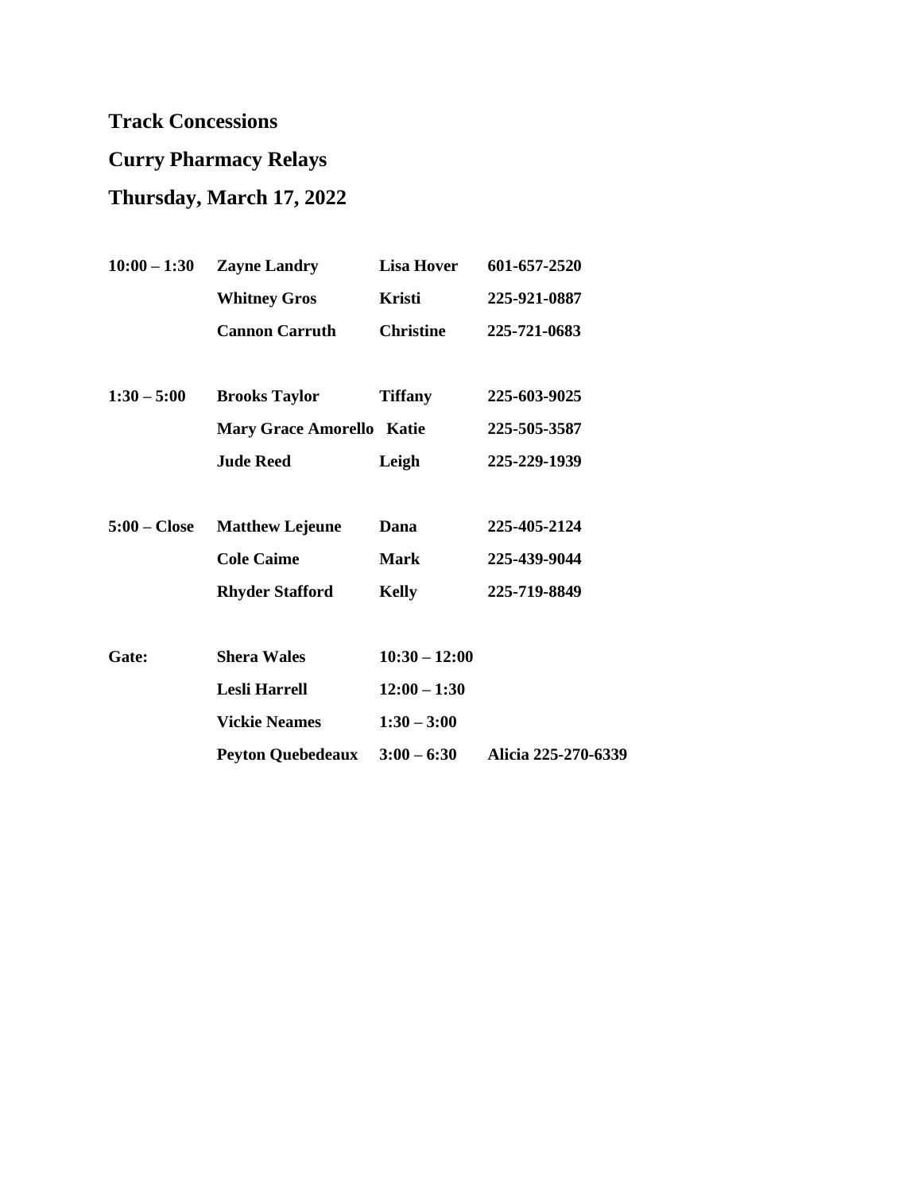## Track Concessions

## Curry Pharmacy Relays

## Thursday, March 17, 2022

| | | | |
|---|---|---|---|
| **10:00 – 1:30** | **Zayne Landry** | **Lisa Hover** | **601-657-2520** |
| | **Whitney Gros** | **Kristi** | **225-921-0887** |
| | **Cannon Carruth** | **Christine** | **225-721-0683** |
| **1:30 – 5:00** | **Brooks Taylor** | **Tiffany** | **225-603-9025** |
| | **Mary Grace Amorello** | **Katie** | **225-505-3587** |
| | **Jude Reed** | **Leigh** | **225-229-1939** |
| **5:00 – Close** | **Matthew Lejeune** | **Dana** | **225-405-2124** |
| | **Cole Caime** | **Mark** | **225-439-9044** |
| | **Rhyder Stafford** | **Kelly** | **225-719-8849** |
| **Gate:** | **Shera Wales** | **10:30 – 12:00** | |
| | **Lesli Harrell** | **12:00 – 1:30** | |
| | **Vickie Neames** | **1:30 – 3:00** | |
| | **Peyton Quebedeaux** | **3:00 – 6:30** | **Alicia 225-270-6339** |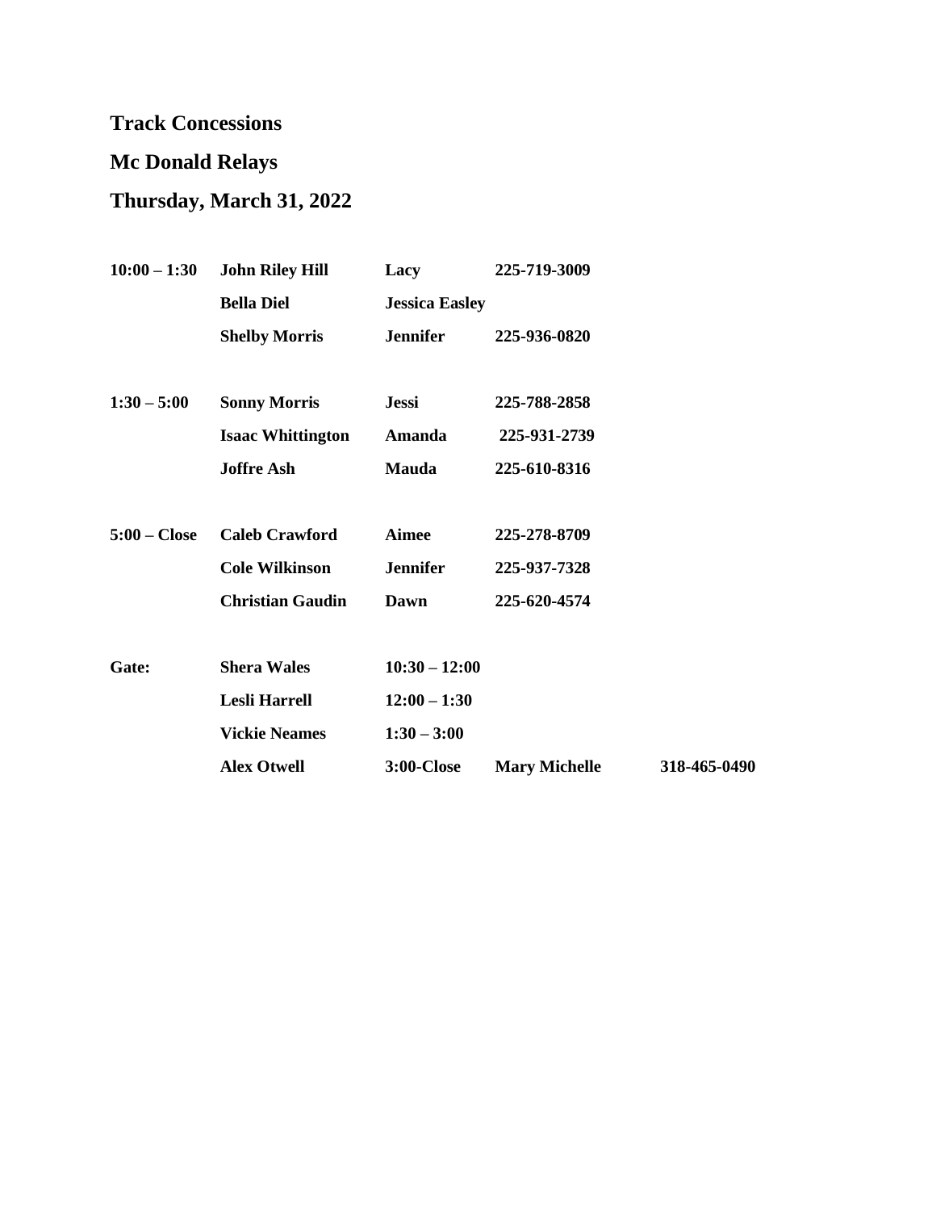**Track Concessions**

**Mc Donald Relays**

**Thursday, March 31, 2022**

| | | | | |
|---|---|---|---|---|
| **10:00 – 1:30** | **John Riley Hill** | **Lacy** | **225-719-3009** | |
| | **Bella Diel** | **Jessica Easley** | | |
| | **Shelby Morris** | **Jennifer** | **225-936-0820** | |
| **1:30 – 5:00** | **Sonny Morris** | **Jessi** | **225-788-2858** | |
| | **Isaac Whittington** | **Amanda** | **225-931-2739** | |
| | **Joffre Ash** | **Mauda** | **225-610-8316** | |
| **5:00 – Close** | **Caleb Crawford** | **Aimee** | **225-278-8709** | |
| | **Cole Wilkinson** | **Jennifer** | **225-937-7328** | |
| | **Christian Gaudin** | **Dawn** | **225-620-4574** | |
| **Gate:** | **Shera Wales** | **10:30 – 12:00** | | |
| | **Lesli Harrell** | **12:00 – 1:30** | | |
| | **Vickie Neames** | **1:30 – 3:00** | | |
| | **Alex Otwell** | **3:00-Close** | **Mary Michelle** | **318-465-0490** |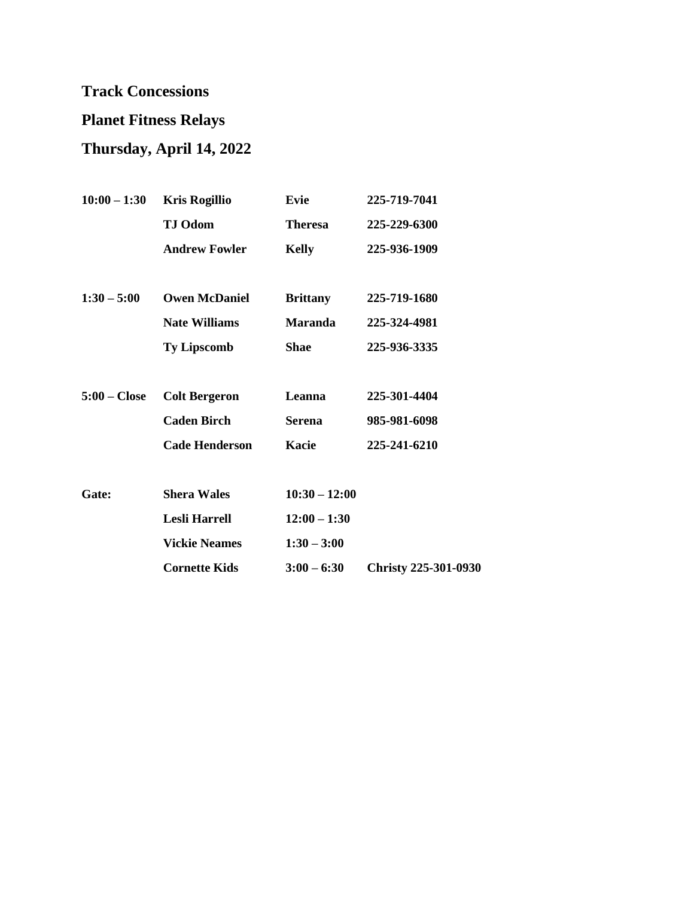**Track Concessions**

**Planet Fitness Relays**

**Thursday, April 14, 2022**

| | | | |
|---|---|---|---|
| **10:00 – 1:30** | **Kris Rogillio** | **Evie** | **225-719-7041** |
| | **TJ Odom** | **Theresa** | **225-229-6300** |
| | **Andrew Fowler** | **Kelly** | **225-936-1909** |
| **1:30 – 5:00** | **Owen McDaniel** | **Brittany** | **225-719-1680** |
| | **Nate Williams** | **Maranda** | **225-324-4981** |
| | **Ty Lipscomb** | **Shae** | **225-936-3335** |
| **5:00 – Close** | **Colt Bergeron** | **Leanna** | **225-301-4404** |
| | **Caden Birch** | **Serena** | **985-981-6098** |
| | **Cade Henderson** | **Kacie** | **225-241-6210** |
| **Gate:** | **Shera Wales** | **10:30 – 12:00** | |
| | **Lesli Harrell** | **12:00 – 1:30** | |
| | **Vickie Neames** | **1:30 – 3:00** | |
| | **Cornette Kids** | **3:00 – 6:30** | **Christy 225-301-0930** |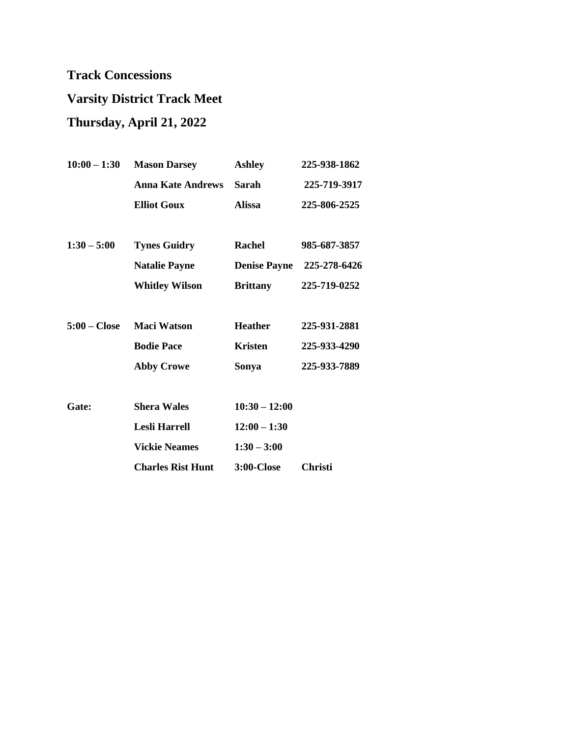**Track Concessions**

**Varsity District Track Meet**

**Thursday, April 21, 2022**

| | | | |
|---|---|---|---|
| **10:00 – 1:30** | **Mason Darsey** | **Ashley** | **225-938-1862** |
| | **Anna Kate Andrews** | **Sarah** | **225-719-3917** |
| | **Elliot Goux** | **Alissa** | **225-806-2525** |
| **1:30 – 5:00** | **Tynes Guidry** | **Rachel** | **985-687-3857** |
| | **Natalie Payne** | **Denise Payne** | **225-278-6426** |
| | **Whitley Wilson** | **Brittany** | **225-719-0252** |
| **5:00 – Close** | **Maci Watson** | **Heather** | **225-931-2881** |
| | **Bodie Pace** | **Kristen** | **225-933-4290** |
| | **Abby Crowe** | **Sonya** | **225-933-7889** |
| **Gate:** | **Shera Wales** | **10:30 – 12:00** | |
| | **Lesli Harrell** | **12:00 – 1:30** | |
| | **Vickie Neames** | **1:30 – 3:00** | |
| | **Charles Rist Hunt** | **3:00-Close** | **Christi** |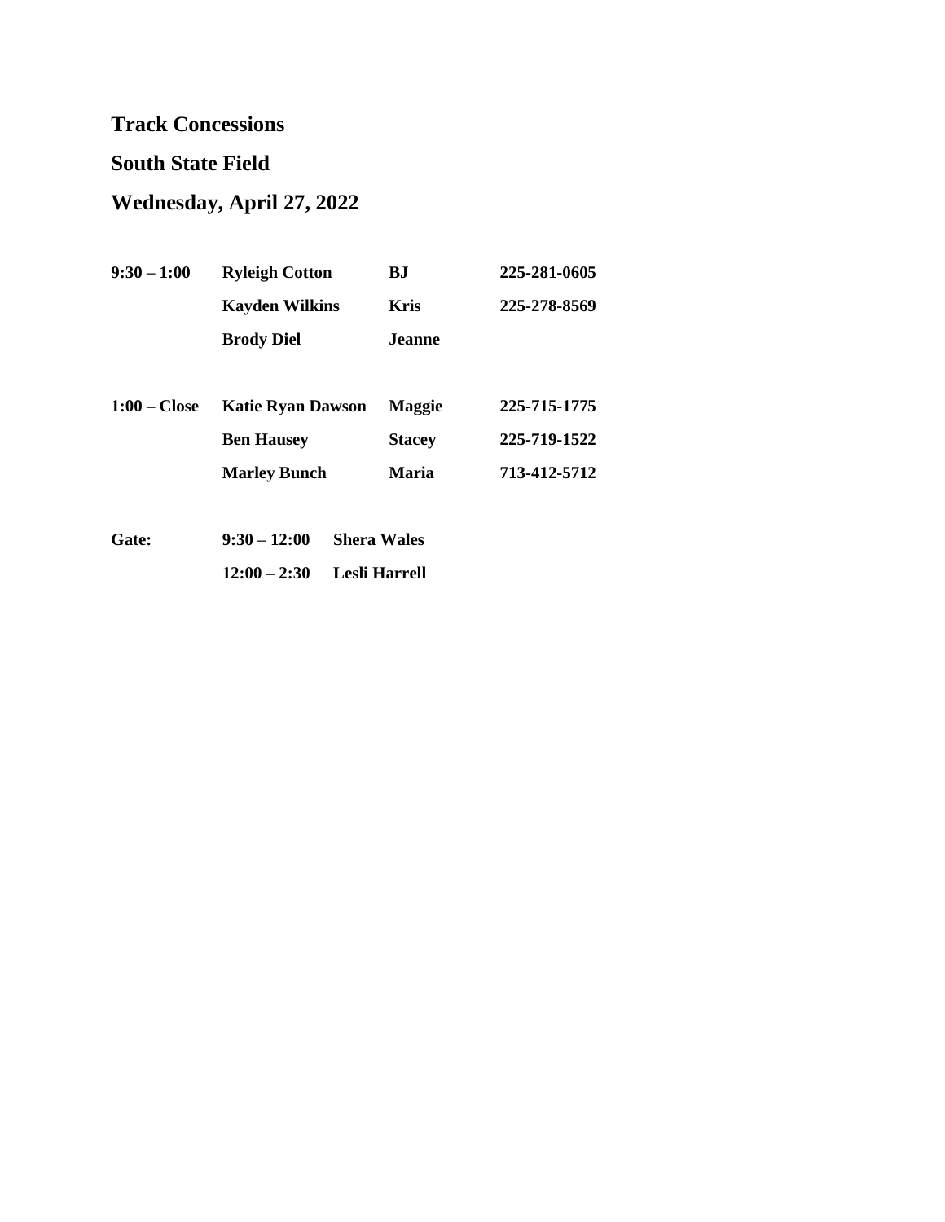**Track Concessions**

**South State Field**

**Wednesday, April 27, 2022**

| | | | |
|---|---|---|---|
| **9:30 – 1:00** | **Ryleigh Cotton** | **BJ** | **225-281-0605** |
| | **Kayden Wilkins** | **Kris** | **225-278-8569** |
| | **Brody Diel** | **Jeanne** | |
| **1:00 – Close** | **Katie Ryan Dawson** | **Maggie** | **225-715-1775** |
| | **Ben Hausey** | **Stacey** | **225-719-1522** |
| | **Marley Bunch** | **Maria** | **713-412-5712** |

| | | |
|---|---|---|
| **Gate:** | **9:30 – 12:00** | **Shera Wales** |
| | **12:00 – 2:30** | **Lesli Harrell** |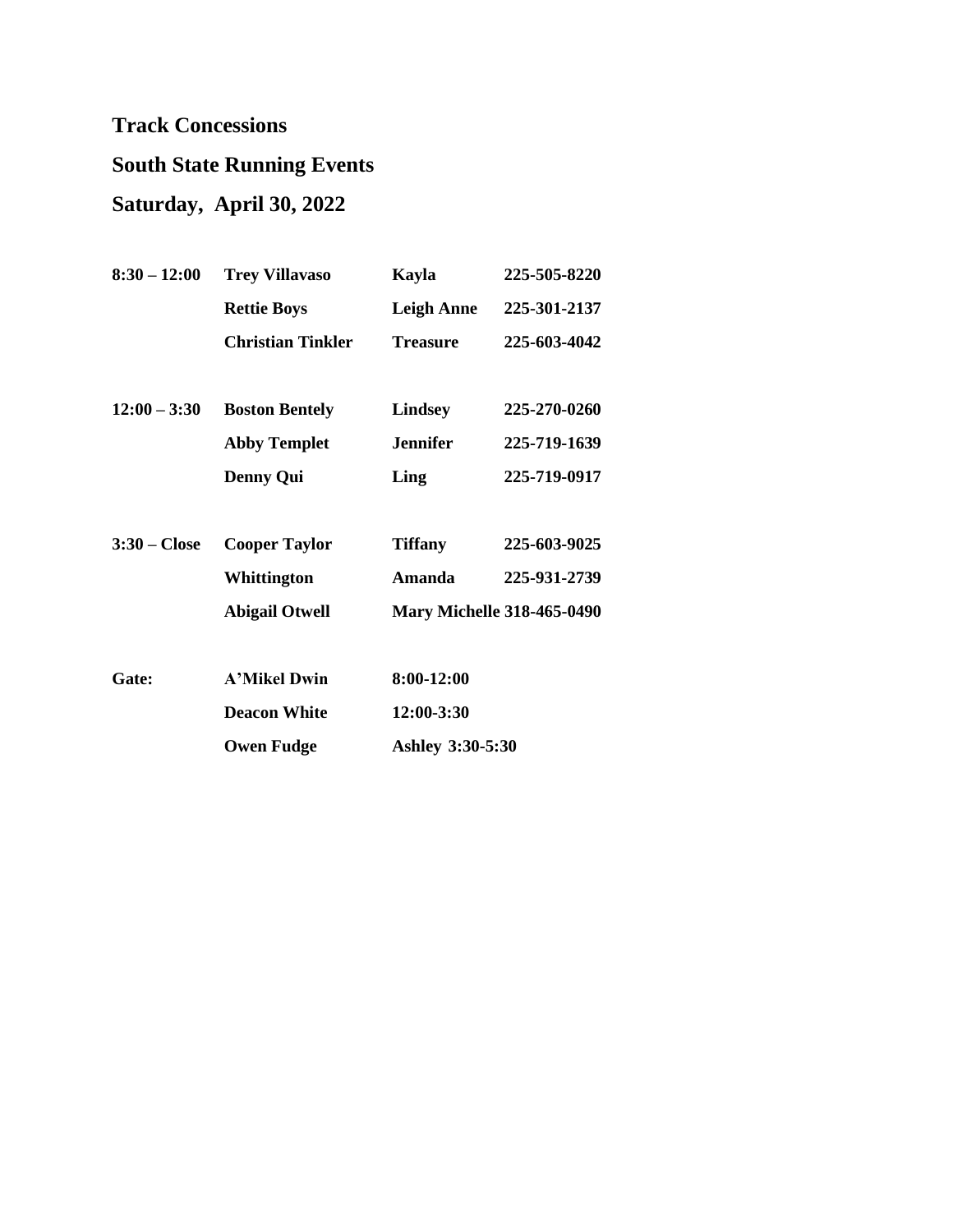**Track Concessions**

**South State Running Events**

**Saturday, April 30, 2022**

| | | | |
|---|---|---|---|
| **8:30 – 12:00** | **Trey Villavaso** | **Kayla** | **225-505-8220** |
| | **Rettie Boys** | **Leigh Anne** | **225-301-2137** |
| | **Christian Tinkler** | **Treasure** | **225-603-4042** |
| **12:00 – 3:30** | **Boston Bentely** | **Lindsey** | **225-270-0260** |
| | **Abby Templet** | **Jennifer** | **225-719-1639** |
| | **Denny Qui** | **Ling** | **225-719-0917** |
| **3:30 – Close** | **Cooper Taylor** | **Tiffany** | **225-603-9025** |
| | **Whittington** | **Amanda** | **225-931-2739** |
| | **Abigail Otwell** | **Mary Michelle** | **318-465-0490** |
| **Gate:** | **A'Mikel Dwin** | **8:00-12:00** | |
| | **Deacon White** | **12:00-3:30** | |
| | **Owen Fudge** | **Ashley 3:30-5:30** | |